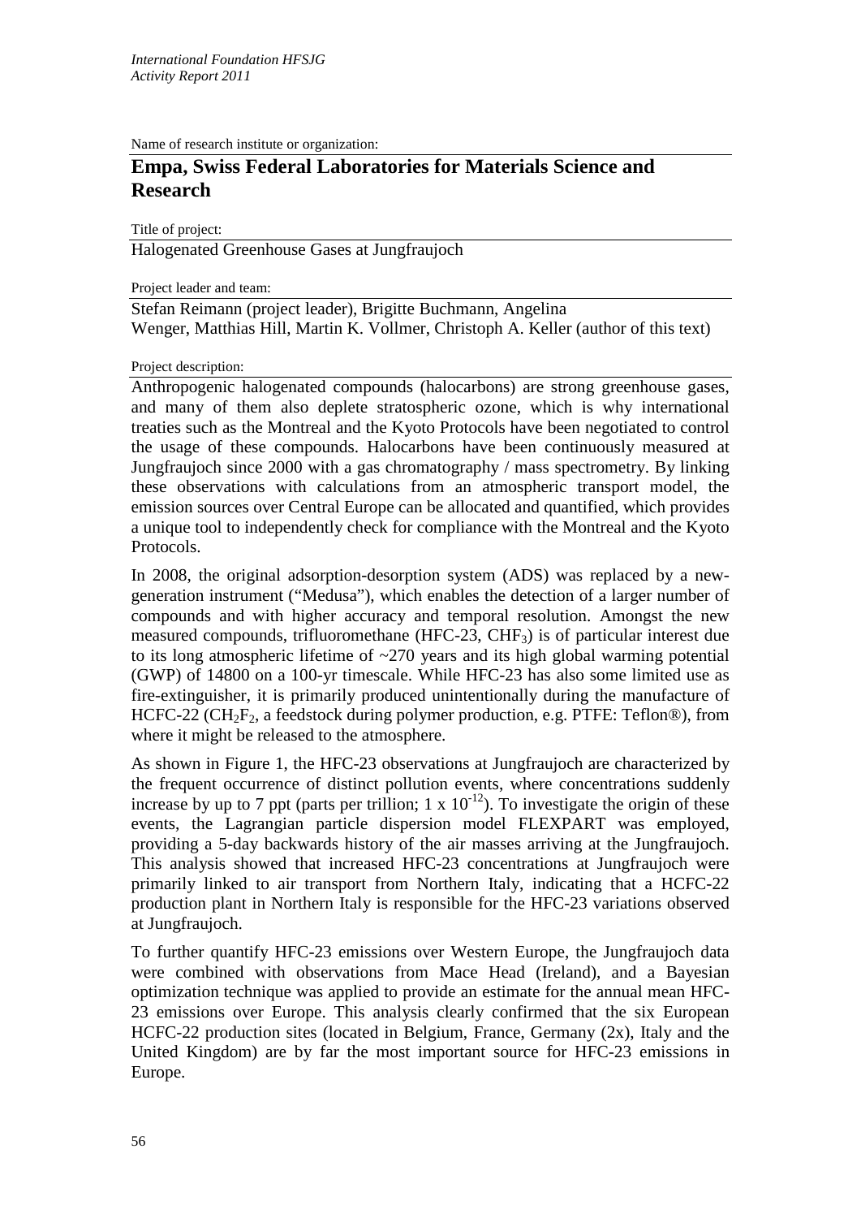Name of research institute or organization:

## Empa, Swiss Federal Laboratories for Materials Science and Research

Title of project:

Halogenated Greenhouse Gases at Jungfraujoch

Project leader and team:

Stefan Reimann (project leader), Brigitte Buchmann, Angelina Wenger, Matthias Hill, Martin K. Vollmer, Christoph A. Keller (author of this text)

Project description:

Anthropogenic halogenated compounds (halocarbons) are strong greenhouse gases, and many of them also deplete stratospheric ozone, which is why international treaties such as the Montreal and the Kyoto Protocols have been negotiated to control the usage of these compounds. Halocarbons have been continuously measured at Jungfraujoch since 2000 with a gas chromatography / mass spectrometry. By linking these observations with calculations from an atmospheric transport model, the emission sources over Central Europe can be allocated and quantified, which provides a unique tool to independently check for compliance with the Montreal and the Kyoto Protocols.

In 2008, the original adsorption-desorption system (ADS) was replaced by a new-generation instrument ("Medusa"), which enables the detection of a larger number of compounds and with higher accuracy and temporal resolution. Amongst the new measured compounds, trifluoromethane (HFC-23, $CHF_3$) is of particular interest due to its long atmospheric lifetime of ~270 years and its high global warming potential (GWP) of 14800 on a 100-yr timescale. While HFC-23 has also some limited use as fire-extinguisher, it is primarily produced unintentionally during the manufacture of HCFC-22 ($CH_2F_2$, a feedstock during polymer production, e.g. PTFE: Teflon®), from where it might be released to the atmosphere.

As shown in Figure 1, the HFC-23 observations at Jungfraujoch are characterized by the frequent occurrence of distinct pollution events, where concentrations suddenly increase by up to 7 ppt (parts per trillion; $1 \times 10^{-12}$). To investigate the origin of these events, the Lagrangian particle dispersion model FLEXPART was employed, providing a 5-day backwards history of the air masses arriving at the Jungfraujoch. This analysis showed that increased HFC-23 concentrations at Jungfraujoch were primarily linked to air transport from Northern Italy, indicating that a HCFC-22 production plant in Northern Italy is responsible for the HFC-23 variations observed at Jungfraujoch.

To further quantify HFC-23 emissions over Western Europe, the Jungfraujoch data were combined with observations from Mace Head (Ireland), and a Bayesian optimization technique was applied to provide an estimate for the annual mean HFC-23 emissions over Europe. This analysis clearly confirmed that the six European HCFC-22 production sites (located in Belgium, France, Germany (2x), Italy and the United Kingdom) are by far the most important source for HFC-23 emissions in Europe.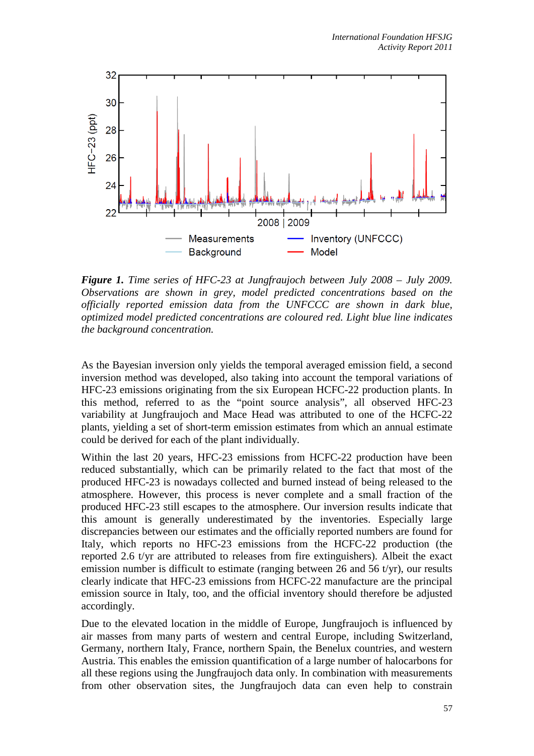***Figure 1.*** *Time series of HFC-23 at Jungfraujoch between July 2008 – July 2009. Observations are shown in grey, model predicted concentrations based on the officially reported emission data from the UNFCCC are shown in dark blue, optimized model predicted concentrations are coloured red. Light blue line indicates the background concentration.*

As the Bayesian inversion only yields the temporal averaged emission field, a second inversion method was developed, also taking into account the temporal variations of HFC-23 emissions originating from the six European HCFC-22 production plants. In this method, referred to as the "point source analysis", all observed HFC-23 variability at Jungfraujoch and Mace Head was attributed to one of the HCFC-22 plants, yielding a set of short-term emission estimates from which an annual estimate could be derived for each of the plant individually.

Within the last 20 years, HFC-23 emissions from HCFC-22 production have been reduced substantially, which can be primarily related to the fact that most of the produced HFC-23 is nowadays collected and burned instead of being released to the atmosphere. However, this process is never complete and a small fraction of the produced HFC-23 still escapes to the atmosphere. Our inversion results indicate that this amount is generally underestimated by the inventories. Especially large discrepancies between our estimates and the officially reported numbers are found for Italy, which reports no HFC-23 emissions from the HCFC-22 production (the reported 2.6 t/yr are attributed to releases from fire extinguishers). Albeit the exact emission number is difficult to estimate (ranging between 26 and 56 t/yr), our results clearly indicate that HFC-23 emissions from HCFC-22 manufacture are the principal emission source in Italy, too, and the official inventory should therefore be adjusted accordingly.

Due to the elevated location in the middle of Europe, Jungfraujoch is influenced by air masses from many parts of western and central Europe, including Switzerland, Germany, northern Italy, France, northern Spain, the Benelux countries, and western Austria. This enables the emission quantification of a large number of halocarbons for all these regions using the Jungfraujoch data only. In combination with measurements from other observation sites, the Jungfraujoch data can even help to constrain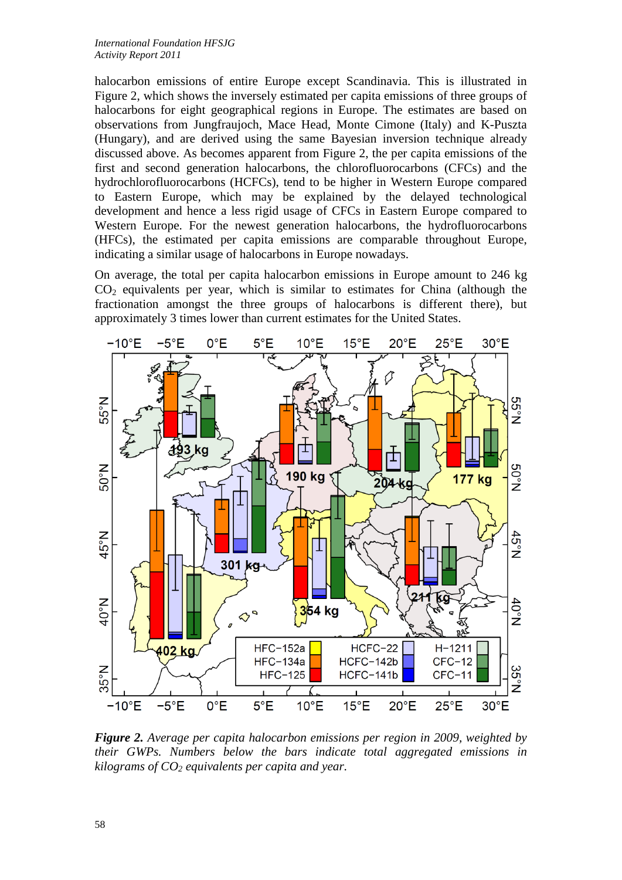halocarbon emissions of entire Europe except Scandinavia. This is illustrated in Figure 2, which shows the inversely estimated per capita emissions of three groups of halocarbons for eight geographical regions in Europe. The estimates are based on observations from Jungfraujoch, Mace Head, Monte Cimone (Italy) and K-Puszta (Hungary), and are derived using the same Bayesian inversion technique already discussed above. As becomes apparent from Figure 2, the per capita emissions of the first and second generation halocarbons, the chlorofluorocarbons (CFCs) and the hydrochlorofluorocarbons (HCFCs), tend to be higher in Western Europe compared to Eastern Europe, which may be explained by the delayed technological development and hence a less rigid usage of CFCs in Eastern Europe compared to Western Europe. For the newest generation halocarbons, the hydrofluorocarbons (HFCs), the estimated per capita emissions are comparable throughout Europe, indicating a similar usage of halocarbons in Europe nowadays.

On average, the total per capita halocarbon emissions in Europe amount to 246 kg $CO_2$ equivalents per year, which is similar to estimates for China (although the fractionation amongst the three groups of halocarbons is different there), but approximately 3 times lower than current estimates for the United States.

***Figure 2.*** *Average per capita halocarbon emissions per region in 2009, weighted by their GWPs. Numbers below the bars indicate total aggregated emissions in kilograms of $CO_2$ equivalents per capita and year.*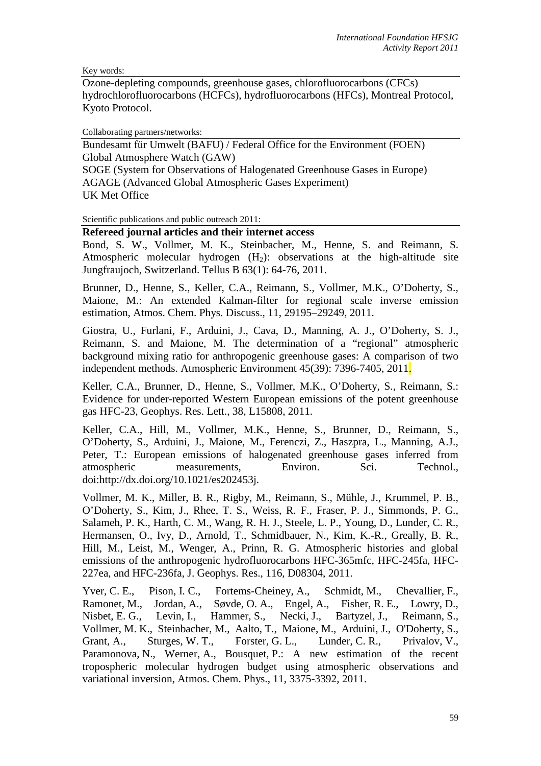Key words:

Ozone-depleting compounds, greenhouse gases, chlorofluorocarbons (CFCs) hydrochlorofluorocarbons (HCFCs), hydrofluorocarbons (HFCs), Montreal Protocol, Kyoto Protocol.

Collaborating partners/networks:

Bundesamt für Umwelt (BAFU) / Federal Office for the Environment (FOEN)
Global Atmosphere Watch (GAW)
SOGE (System for Observations of Halogenated Greenhouse Gases in Europe)
AGAGE (Advanced Global Atmospheric Gases Experiment)
UK Met Office

Scientific publications and public outreach 2011:

**Refereed journal articles and their internet access**

Bond, S. W., Vollmer, M. K., Steinbacher, M., Henne, S. and Reimann, S. Atmospheric molecular hydrogen ($H_2$): observations at the high-altitude site Jungfraujoch, Switzerland. Tellus B 63(1): 64-76, 2011.

Brunner, D., Henne, S., Keller, C.A., Reimann, S., Vollmer, M.K., O'Doherty, S., Maione, M.: An extended Kalman-filter for regional scale inverse emission estimation, Atmos. Chem. Phys. Discuss., 11, 29195–29249, 2011.

Giostra, U., Furlani, F., Arduini, J., Cava, D., Manning, A. J., O'Doherty, S. J., Reimann, S. and Maione, M. The determination of a "regional" atmospheric background mixing ratio for anthropogenic greenhouse gases: A comparison of two independent methods. Atmospheric Environment 45(39): 7396-7405, 2011.

Keller, C.A., Brunner, D., Henne, S., Vollmer, M.K., O'Doherty, S., Reimann, S.: Evidence for under-reported Western European emissions of the potent greenhouse gas HFC-23, Geophys. Res. Lett., 38, L15808, 2011.

Keller, C.A., Hill, M., Vollmer, M.K., Henne, S., Brunner, D., Reimann, S., O'Doherty, S., Arduini, J., Maione, M., Ferenczi, Z., Haszpra, L., Manning, A.J., Peter, T.: European emissions of halogenated greenhouse gases inferred from atmospheric measurements, Environ. Sci. Technol., doi:http://dx.doi.org/10.1021/es202453j.

Vollmer, M. K., Miller, B. R., Rigby, M., Reimann, S., Mühle, J., Krummel, P. B., O'Doherty, S., Kim, J., Rhee, T. S., Weiss, R. F., Fraser, P. J., Simmonds, P. G., Salameh, P. K., Harth, C. M., Wang, R. H. J., Steele, L. P., Young, D., Lunder, C. R., Hermansen, O., Ivy, D., Arnold, T., Schmidbauer, N., Kim, K.-R., Greally, B. R., Hill, M., Leist, M., Wenger, A., Prinn, R. G. Atmospheric histories and global emissions of the anthropogenic hydrofluorocarbons HFC-365mfc, HFC-245fa, HFC-227ea, and HFC-236fa, J. Geophys. Res., 116, D08304, 2011.

Yver, C. E., Pison, I. C., Fortems-Cheiney, A., Schmidt, M., Chevallier, F., Ramonet, M., Jordan, A., Søvde, O. A., Engel, A., Fisher, R. E., Lowry, D., Nisbet, E. G., Levin, I., Hammer, S., Necki, J., Bartyzel, J., Reimann, S., Vollmer, M. K., Steinbacher, M., Aalto, T., Maione, M., Arduini, J., O'Doherty, S., Grant, A., Sturges, W. T., Forster, G. L., Lunder, C. R., Privalov, V., Paramonova, N., Werner, A., Bousquet, P.: A new estimation of the recent tropospheric molecular hydrogen budget using atmospheric observations and variational inversion, Atmos. Chem. Phys., 11, 3375-3392, 2011.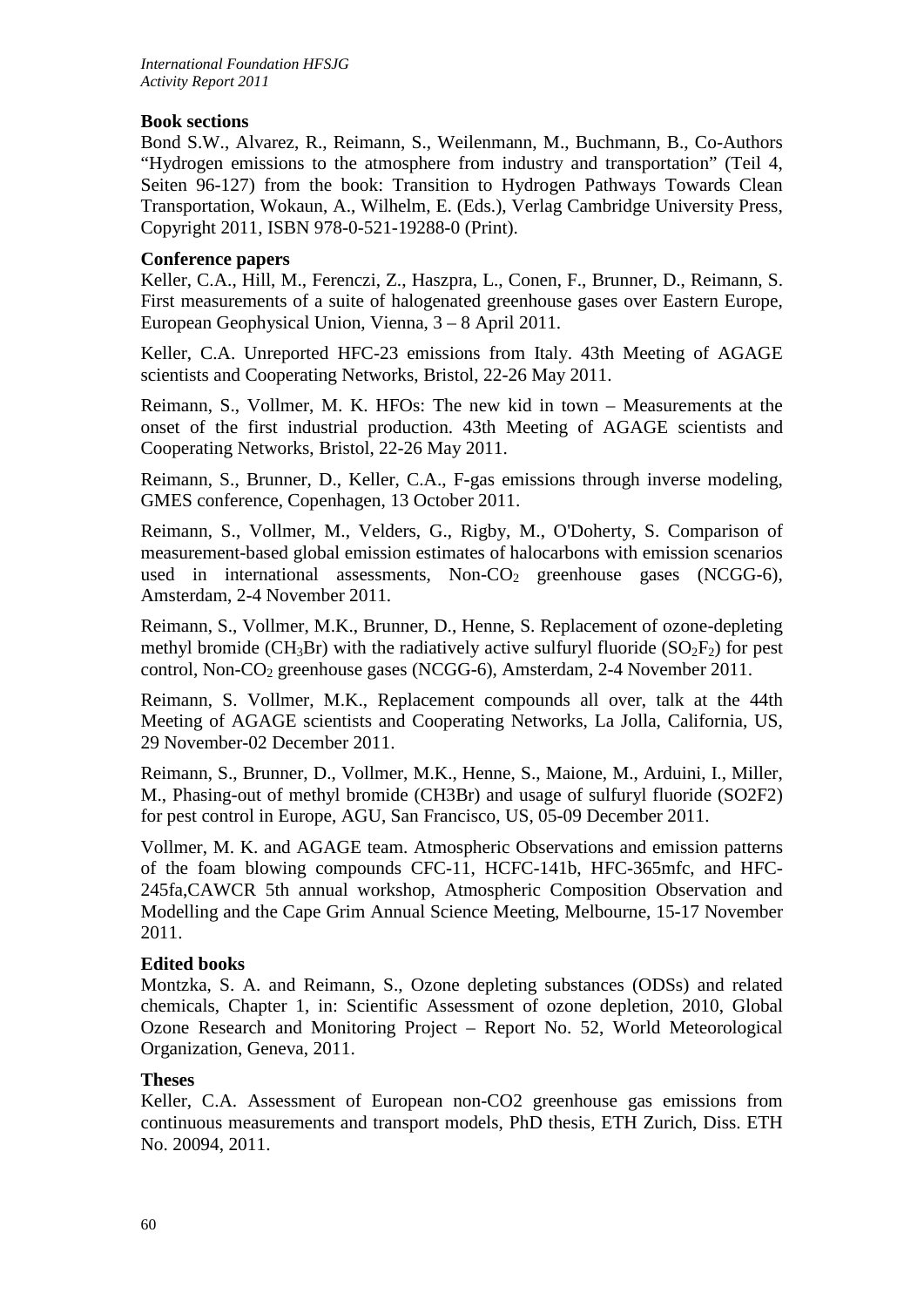**Book sections**

Bond S.W., Alvarez, R., Reimann, S., Weilenmann, M., Buchmann, B., Co-Authors "Hydrogen emissions to the atmosphere from industry and transportation" (Teil 4, Seiten 96-127) from the book: Transition to Hydrogen Pathways Towards Clean Transportation, Wokaun, A., Wilhelm, E. (Eds.), Verlag Cambridge University Press, Copyright 2011, ISBN 978-0-521-19288-0 (Print).

**Conference papers**

Keller, C.A., Hill, M., Ferenczi, Z., Haszpra, L., Conen, F., Brunner, D., Reimann, S. First measurements of a suite of halogenated greenhouse gases over Eastern Europe, European Geophysical Union, Vienna, 3 – 8 April 2011.

Keller, C.A. Unreported HFC-23 emissions from Italy. 43th Meeting of AGAGE scientists and Cooperating Networks, Bristol, 22-26 May 2011.

Reimann, S., Vollmer, M. K. HFOs: The new kid in town – Measurements at the onset of the first industrial production. 43th Meeting of AGAGE scientists and Cooperating Networks, Bristol, 22-26 May 2011.

Reimann, S., Brunner, D., Keller, C.A., F-gas emissions through inverse modeling, GMES conference, Copenhagen, 13 October 2011.

Reimann, S., Vollmer, M., Velders, G., Rigby, M., O'Doherty, S. Comparison of measurement-based global emission estimates of halocarbons with emission scenarios used in international assessments, Non-$CO_2$ greenhouse gases (NCGG-6), Amsterdam, 2-4 November 2011.

Reimann, S., Vollmer, M.K., Brunner, D., Henne, S. Replacement of ozone-depleting methyl bromide ($CH_3Br$) with the radiatively active sulfuryl fluoride ($SO_2F_2$) for pest control, Non-$CO_2$ greenhouse gases (NCGG-6), Amsterdam, 2-4 November 2011.

Reimann, S. Vollmer, M.K., Replacement compounds all over, talk at the 44th Meeting of AGAGE scientists and Cooperating Networks, La Jolla, California, US, 29 November-02 December 2011.

Reimann, S., Brunner, D., Vollmer, M.K., Henne, S., Maione, M., Arduini, I., Miller, M., Phasing-out of methyl bromide (CH3Br) and usage of sulfuryl fluoride (SO2F2) for pest control in Europe, AGU, San Francisco, US, 05-09 December 2011.

Vollmer, M. K. and AGAGE team. Atmospheric Observations and emission patterns of the foam blowing compounds CFC-11, HCFC-141b, HFC-365mfc, and HFC-245fa,CAWCR 5th annual workshop, Atmospheric Composition Observation and Modelling and the Cape Grim Annual Science Meeting, Melbourne, 15-17 November 2011.

**Edited books**

Montzka, S. A. and Reimann, S., Ozone depleting substances (ODSs) and related chemicals, Chapter 1, in: Scientific Assessment of ozone depletion, 2010, Global Ozone Research and Monitoring Project – Report No. 52, World Meteorological Organization, Geneva, 2011.

**Theses**

Keller, C.A. Assessment of European non-CO2 greenhouse gas emissions from continuous measurements and transport models, PhD thesis, ETH Zurich, Diss. ETH No. 20094, 2011.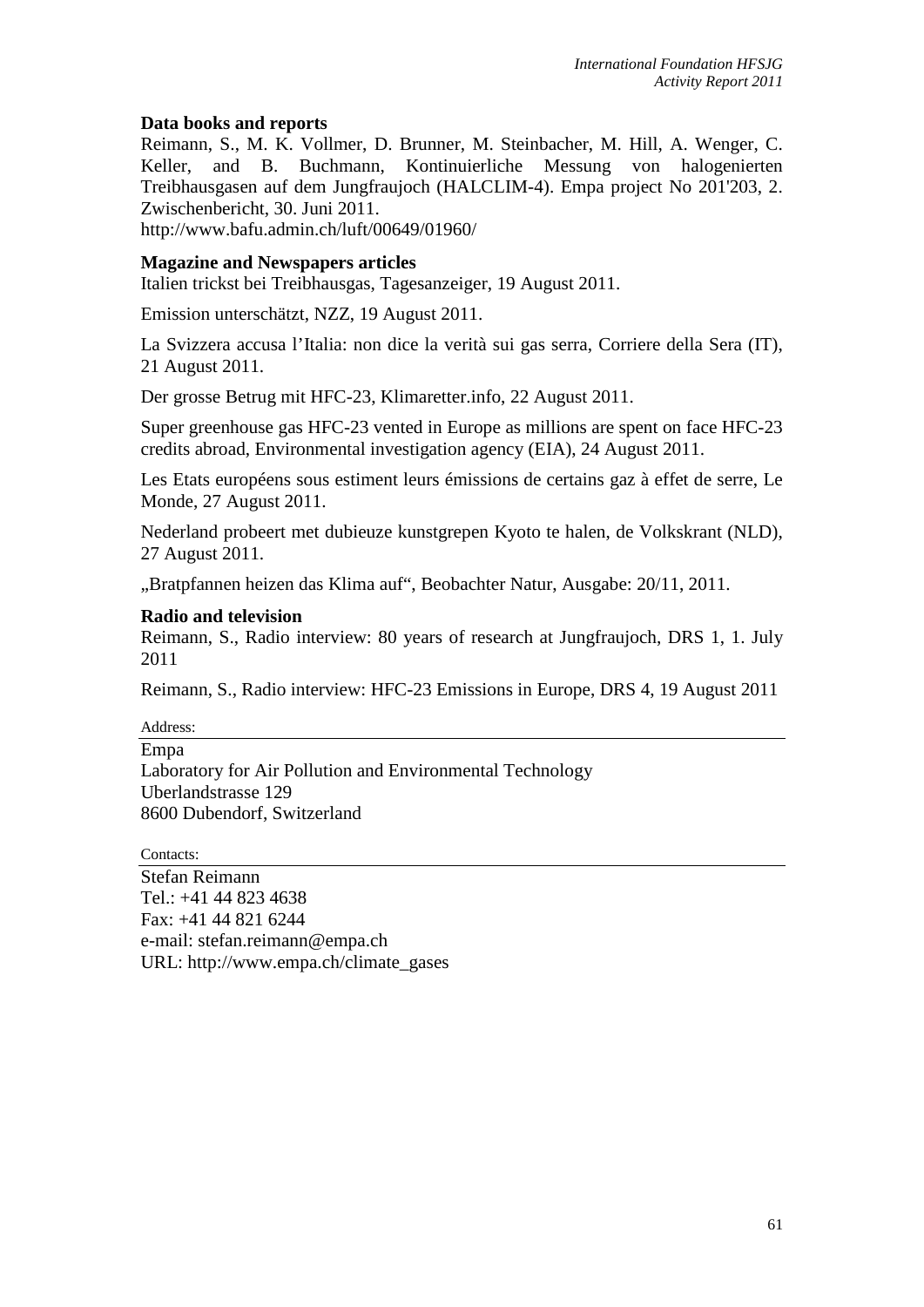### Data books and reports

Reimann, S., M. K. Vollmer, D. Brunner, M. Steinbacher, M. Hill, A. Wenger, C. Keller, and B. Buchmann, Kontinuierliche Messung von halogenierten Treibhausgasen auf dem Jungfraujoch (HALCLIM-4). Empa project No 201'203, 2. Zwischenbericht, 30. Juni 2011.
http://www.bafu.admin.ch/luft/00649/01960/

### Magazine and Newspapers articles

Italien trickst bei Treibhausgas, Tagesanzeiger, 19 August 2011.

Emission unterschätzt, NZZ, 19 August 2011.

La Svizzera accusa l'Italia: non dice la verità sui gas serra, Corriere della Sera (IT), 21 August 2011.

Der grosse Betrug mit HFC-23, Klimaretter.info, 22 August 2011.

Super greenhouse gas HFC-23 vented in Europe as millions are spent on face HFC-23 credits abroad, Environmental investigation agency (EIA), 24 August 2011.

Les Etats européens sous estiment leurs émissions de certains gaz à effet de serre, Le Monde, 27 August 2011.

Nederland probeert met dubieuze kunstgrepen Kyoto te halen, de Volkskrant (NLD), 27 August 2011.

„Bratpfannen heizen das Klima auf", Beobachter Natur, Ausgabe: 20/11, 2011.

### Radio and television

Reimann, S., Radio interview: 80 years of research at Jungfraujoch, DRS 1, 1. July 2011

Reimann, S., Radio interview: HFC-23 Emissions in Europe, DRS 4, 19 August 2011

Address:

Empa
Laboratory for Air Pollution and Environmental Technology
Uberlandstrasse 129
8600 Dubendorf, Switzerland

Contacts:

Stefan Reimann
Tel.: +41 44 823 4638
Fax: +41 44 821 6244
e-mail: stefan.reimann@empa.ch
URL: http://www.empa.ch/climate_gases